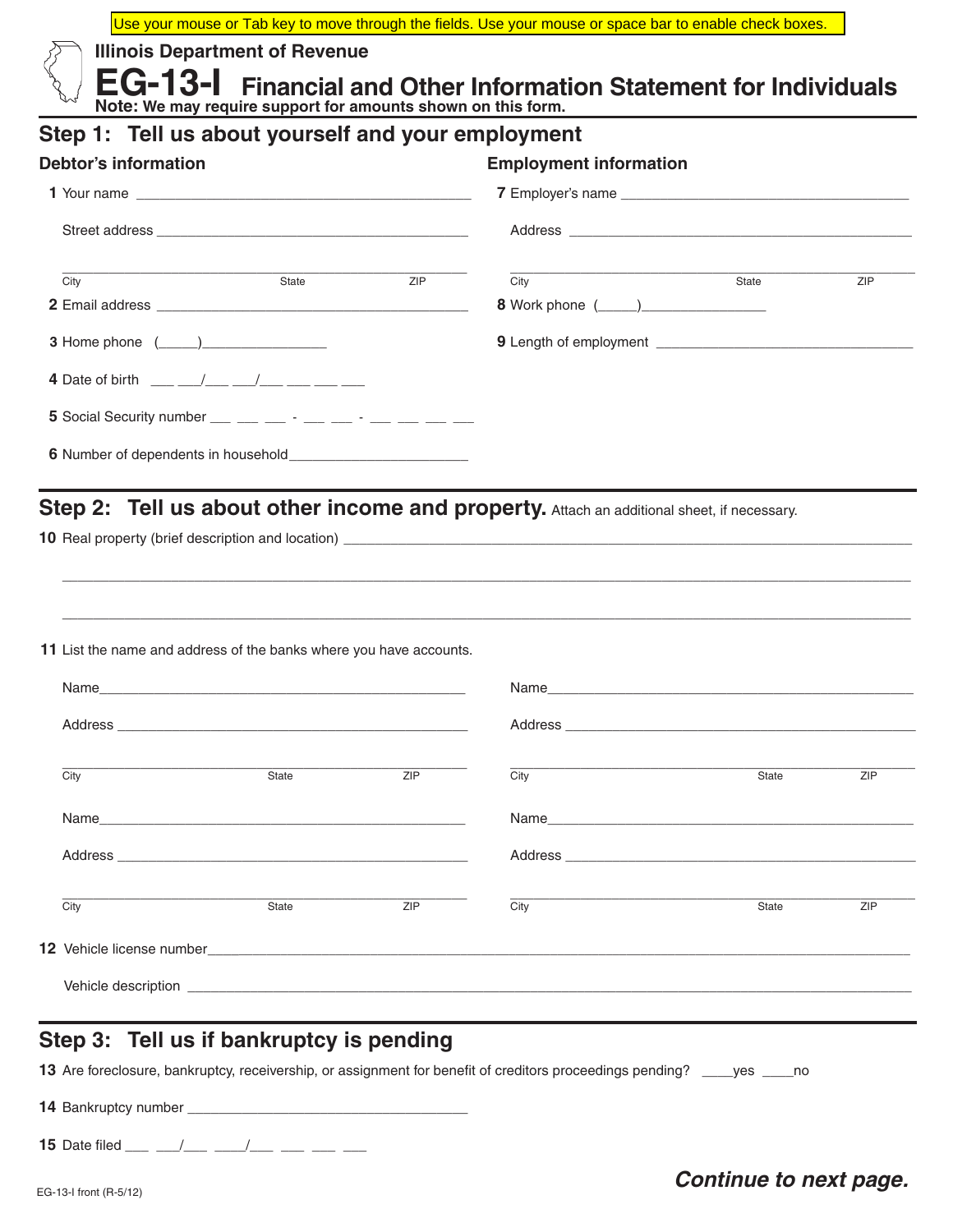Use your mouse or Tab key to move through the fields. Use your mouse or space bar to enable check boxes.

Illinois Department of Revenue

# EG-13-I Financial and Other Information Statement for Individuals

**Note: We may require support for amounts shown on this form.**

## Step 1: Tell us about yourself and your employment

### Debtor's information

**1** Your name ___________________________________________

Street address ___________________________________________

___________________________________________
City State ZIP

**2** Email address ___________________________________________

**3** Home phone (_____)_______________

**4** Date of birth ___ ___/___ ___/___ ___ ___ ___

**5** Social Security number ___ ___ ___ - ___ ___ - ___ ___ ___ ___

**6** Number of dependents in household_____________________

### Employment information

**7** Employer's name ___________________________________________

Address ___________________________________________

___________________________________________
City State ZIP

**8** Work phone (_____)_______________

**9** Length of employment ___________________________________

## Step 2: Tell us about other income and property. Attach an additional sheet, if necessary.

**10** Real property (brief description and location) ___________________________________________

___________________________________________

___________________________________________

**11** List the name and address of the banks where you have accounts.

Name___________________________________________

Address ___________________________________________

___________________________________________
City State ZIP

Name___________________________________________

Address ___________________________________________

___________________________________________
City State ZIP

Name___________________________________________

Address ___________________________________________

___________________________________________
City State ZIP

Name___________________________________________

Address ___________________________________________

___________________________________________
City State ZIP

**12** Vehicle license number___________________________________________

Vehicle description ___________________________________________

## Step 3: Tell us if bankruptcy is pending

**13** Are foreclosure, bankruptcy, receivership, or assignment for benefit of creditors proceedings pending? ____yes ____no

**14** Bankruptcy number ___________________________________

**15** Date filed ___ ___/___ ___/___ ___ ___ ___

***Continue to next page.***

EG-13-I front (R-5/12)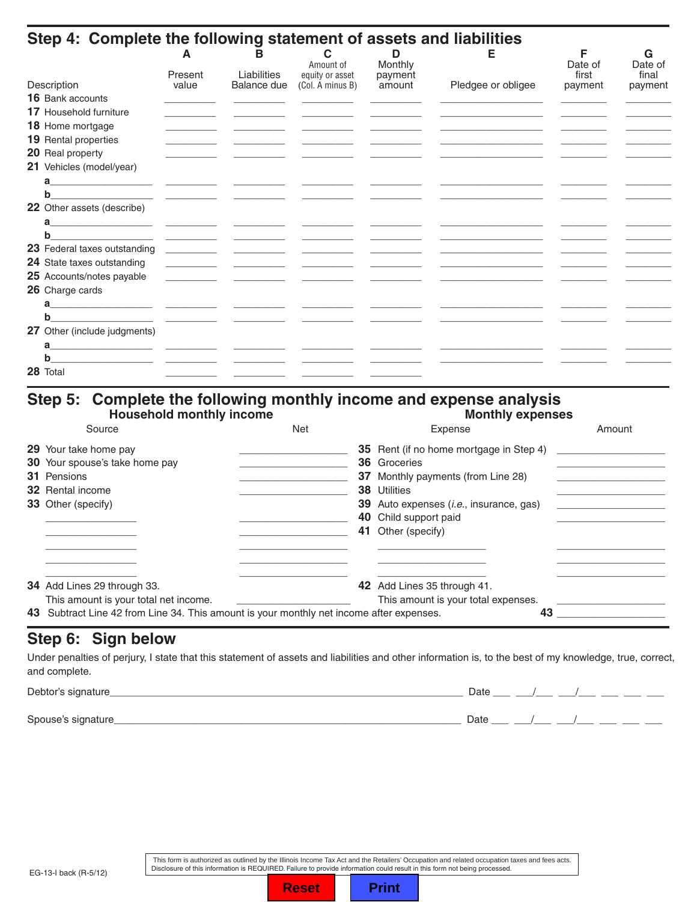## Step 4: Complete the following statement of assets and liabilities

| Description | A Present value | B Liabilities Balance due | C Amount of equity or asset (Col. A minus B) | D Monthly payment amount | E Pledgee or obligee | F Date of first payment | G Date of final payment |
|---|---|---|---|---|---|---|---|
| **16** Bank accounts | | | | | | | |
| **17** Household furniture | | | | | | | |
| **18** Home mortgage | | | | | | | |
| **19** Rental properties | | | | | | | |
| **20** Real property | | | | | | | |
| **21** Vehicles (model/year) | | | | | | | |
| a | | | | | | | |
| b | | | | | | | |
| **22** Other assets (describe) | | | | | | | |
| a | | | | | | | |
| b | | | | | | | |
| **23** Federal taxes outstanding | | | | | | | |
| **24** State taxes outstanding | | | | | | | |
| **25** Accounts/notes payable | | | | | | | |
| **26** Charge cards | | | | | | | |
| a | | | | | | | |
| b | | | | | | | |
| **27** Other (include judgments) | | | | | | | |
| a | | | | | | | |
| b | | | | | | | |
| **28** Total | | | | | | | |

## Step 5: Complete the following monthly income and expense analysis

### Household monthly income

| Source | Net |
|---|---|
| **29** Your take home pay | |
| **30** Your spouse's take home pay | |
| **31** Pensions | |
| **32** Rental income | |
| **33** Other (specify) | |
| | |
| | |
| | |
| | |
| | |
| **34** Add Lines 29 through 33. This amount is your total net income. | |

### Monthly expenses

| Expense | Amount |
|---|---|
| **35** Rent (if no home mortgage in Step 4) | |
| **36** Groceries | |
| **37** Monthly payments (from Line 28) | |
| **38** Utilities | |
| **39** Auto expenses (*i.e.*, insurance, gas) | |
| **40** Child support paid | |
| **41** Other (specify) | |
| | |
| | |
| | |
| **42** Add Lines 35 through 41. This amount is your total expenses. | |

**43** Subtract Line 42 from Line 34. This amount is your monthly net income after expenses. **43** ____________

## Step 6: Sign below

Under penalties of perjury, I state that this statement of assets and liabilities and other information is, to the best of my knowledge, true, correct, and complete.

Debtor's signature______________________________ Date ___ ___/___ ___/___ ___ ___ ___

Spouse's signature______________________________ Date ___ ___/___ ___/___ ___ ___ ___

EG-13-I back (R-5/12)

This form is authorized as outlined by the Illinois Income Tax Act and the Retailers' Occupation and related occupation taxes and fees acts. Disclosure of this information is REQUIRED. Failure to provide information could result in this form not being processed.

Reset Print